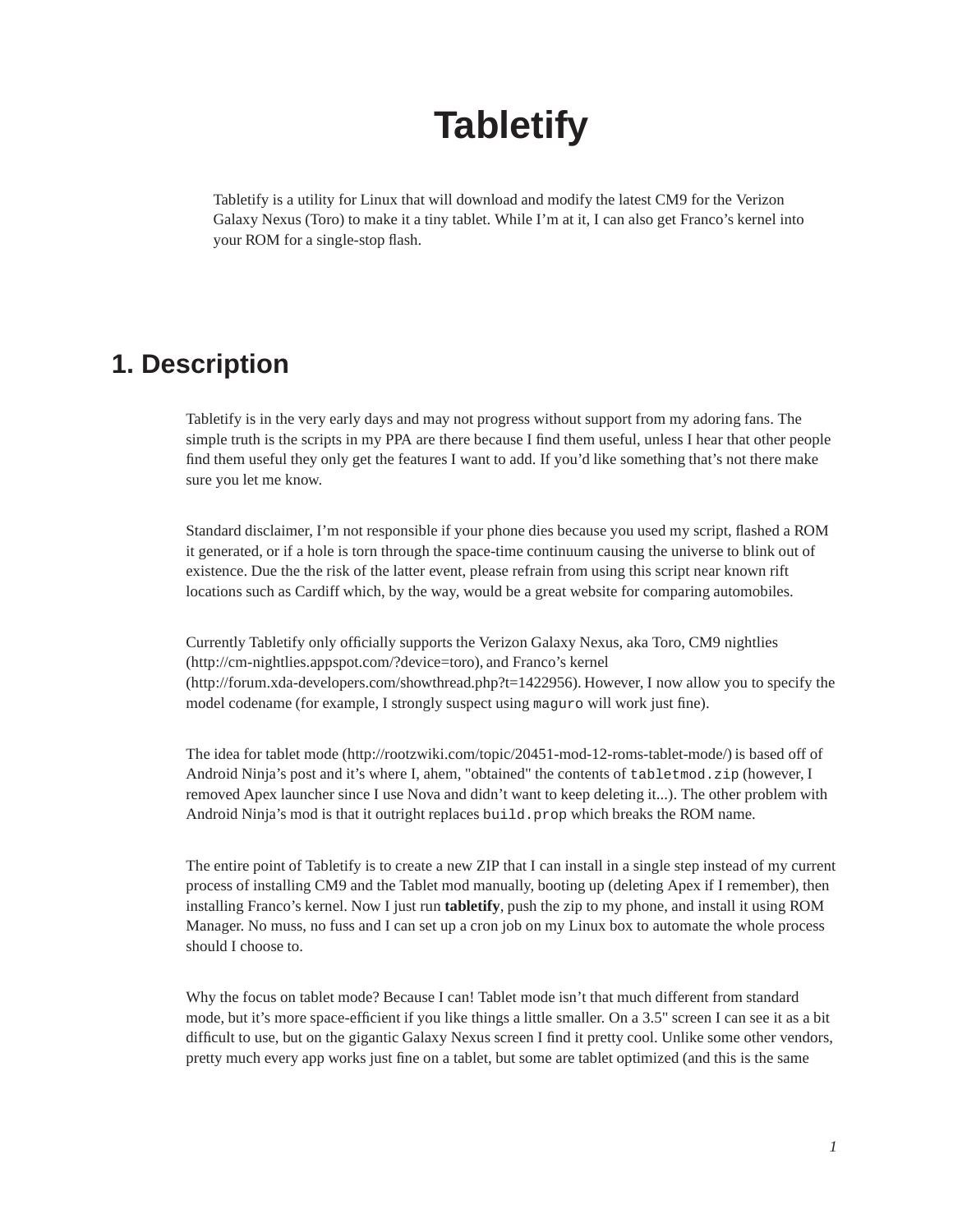# Tabletify

Tabletify is a utility for Linux that will download and modify the latest CM9 for the Verizon Galaxy Nexus (Toro) to make it a tiny tablet. While I'm at it, I can also get Franco's kernel into your ROM for a single-stop flash.

## 1. Description

Tabletify is in the very early days and may not progress without support from my adoring fans. The simple truth is the scripts in my PPA are there because I find them useful, unless I hear that other people find them useful they only get the features I want to add. If you'd like something that's not there make sure you let me know.

Standard disclaimer, I'm not responsible if your phone dies because you used my script, flashed a ROM it generated, or if a hole is torn through the space-time continuum causing the universe to blink out of existence. Due the the risk of the latter event, please refrain from using this script near known rift locations such as Cardiff which, by the way, would be a great website for comparing automobiles.

Currently Tabletify only officially supports the Verizon Galaxy Nexus, aka Toro, CM9 nightlies (http://cm-nightlies.appspot.com/?device=toro), and Franco's kernel (http://forum.xda-developers.com/showthread.php?t=1422956). However, I now allow you to specify the model codename (for example, I strongly suspect using `maguro` will work just fine).

The idea for tablet mode (http://rootzwiki.com/topic/20451-mod-12-roms-tablet-mode/) is based off of Android Ninja's post and it's where I, ahem, "obtained" the contents of `tabletmod.zip` (however, I removed Apex launcher since I use Nova and didn't want to keep deleting it...). The other problem with Android Ninja's mod is that it outright replaces `build.prop` which breaks the ROM name.

The entire point of Tabletify is to create a new ZIP that I can install in a single step instead of my current process of installing CM9 and the Tablet mod manually, booting up (deleting Apex if I remember), then installing Franco's kernel. Now I just run **tabletify**, push the zip to my phone, and install it using ROM Manager. No muss, no fuss and I can set up a cron job on my Linux box to automate the whole process should I choose to.

Why the focus on tablet mode? Because I can! Tablet mode isn't that much different from standard mode, but it's more space-efficient if you like things a little smaller. On a 3.5" screen I can see it as a bit difficult to use, but on the gigantic Galaxy Nexus screen I find it pretty cool. Unlike some other vendors, pretty much every app works just fine on a tablet, but some are tablet optimized (and this is the same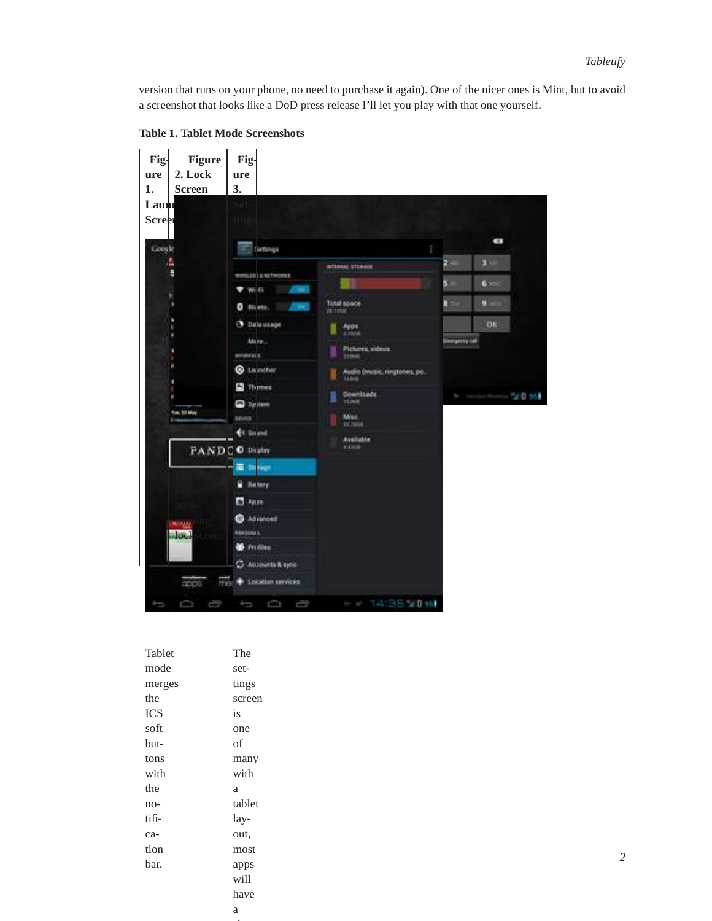version that runs on your phone, no need to purchase it again). One of the nicer ones is Mint, but to avoid a screenshot that looks like a DoD press release I'll let you play with that one yourself.

**Table 1. Tablet Mode Screenshots**

| Figure 1. Launcher Screen | Figure 2. Lock Screen | Figure 3. Settings |
|---|---|---|
| Tablet mode merges the ICS soft buttons with the notification bar. | Another nice feature is the auto-rotating lockscreen. | The settings screen is one of many with a tablet layout, most apps will have a |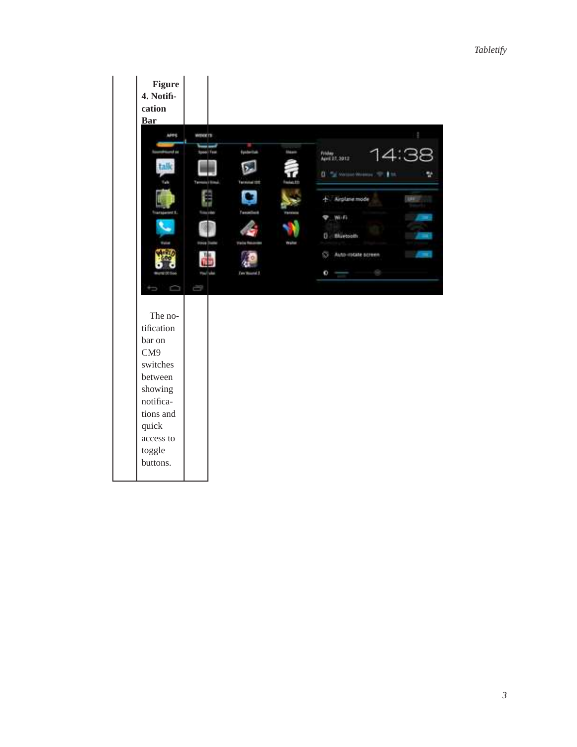**Figure 4. Notification Bar**

The notification bar on CM9 switches between showing notifications and quick access to toggle buttons.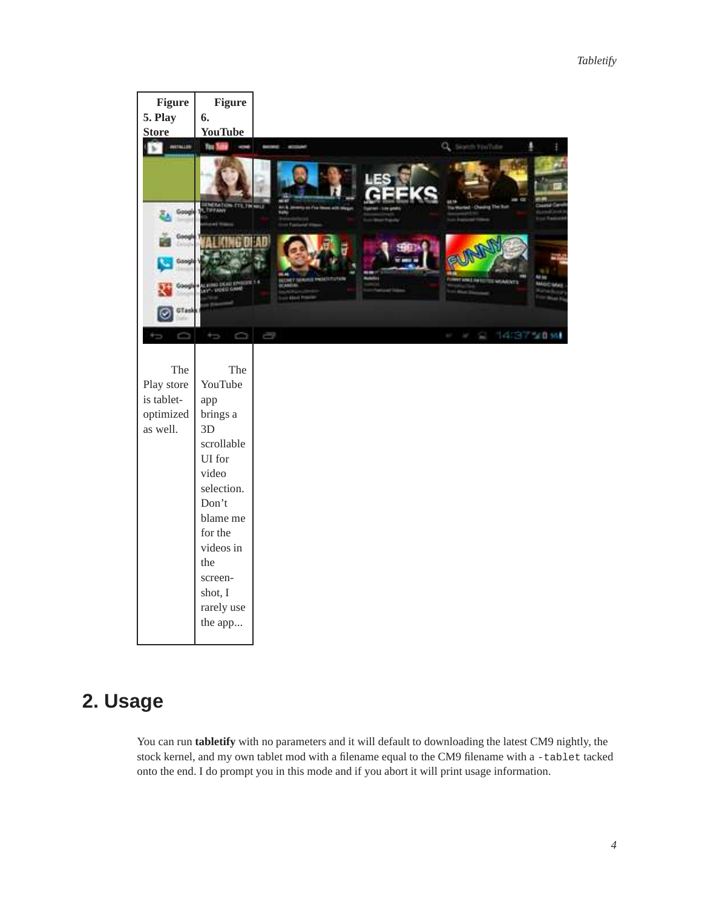| Figure 5. Play Store | Figure 6. YouTube |
|---|---|
| The Play store is tablet-optimized as well. | The YouTube app brings a 3D scrollable UI for video selection. Don't blame me for the videos in the screen-shot, I rarely use the app... |

## 2. Usage

You can run **tabletify** with no parameters and it will default to downloading the latest CM9 nightly, the stock kernel, and my own tablet mod with a filename equal to the CM9 filename with a `-tablet` tacked onto the end. I do prompt you in this mode and if you abort it will print usage information.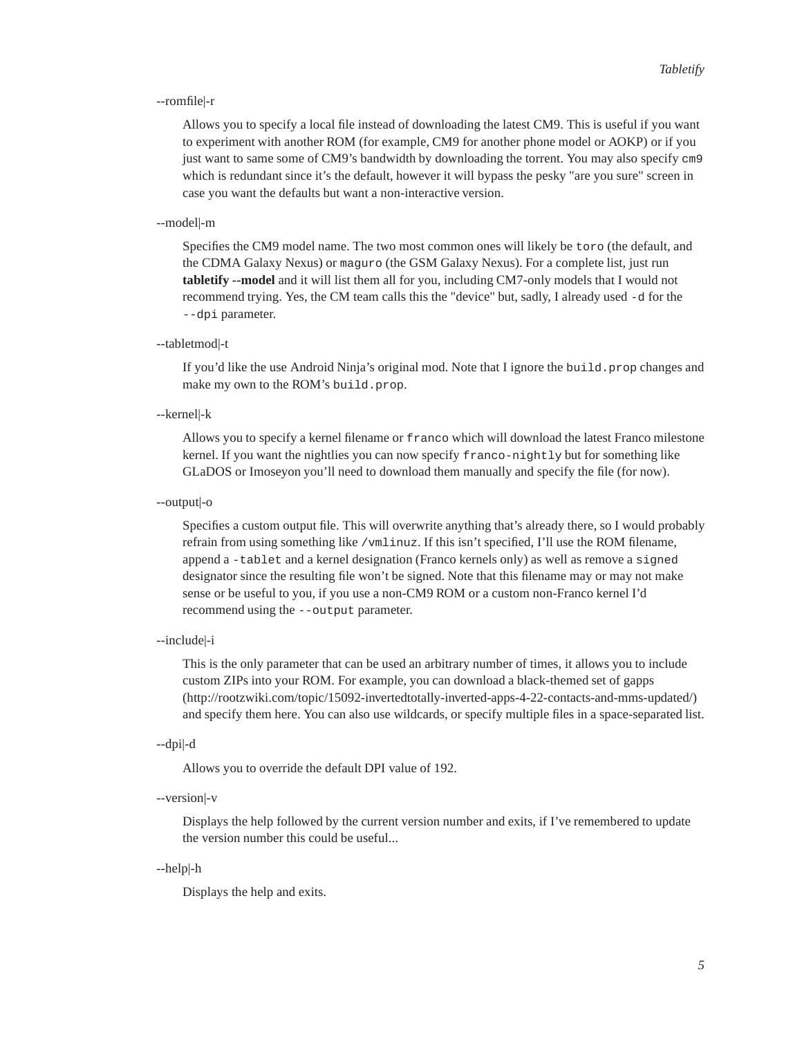--romfile|-r

Allows you to specify a local file instead of downloading the latest CM9. This is useful if you want to experiment with another ROM (for example, CM9 for another phone model or AOKP) or if you just want to same some of CM9's bandwidth by downloading the torrent. You may also specify `cm9` which is redundant since it's the default, however it will bypass the pesky "are you sure" screen in case you want the defaults but want a non-interactive version.

--model|-m

Specifies the CM9 model name. The two most common ones will likely be `toro` (the default, and the CDMA Galaxy Nexus) or `maguro` (the GSM Galaxy Nexus). For a complete list, just run **tabletify --model** and it will list them all for you, including CM7-only models that I would not recommend trying. Yes, the CM team calls this the "device" but, sadly, I already used `-d` for the `--dpi` parameter.

--tabletmod|-t

If you'd like the use Android Ninja's original mod. Note that I ignore the `build.prop` changes and make my own to the ROM's `build.prop`.

--kernel|-k

Allows you to specify a kernel filename or `franco` which will download the latest Franco milestone kernel. If you want the nightlies you can now specify `franco-nightly` but for something like GLaDOS or Imoseyon you'll need to download them manually and specify the file (for now).

--output|-o

Specifies a custom output file. This will overwrite anything that's already there, so I would probably refrain from using something like `/vmlinuz`. If this isn't specified, I'll use the ROM filename, append a `-tablet` and a kernel designation (Franco kernels only) as well as remove a `signed` designator since the resulting file won't be signed. Note that this filename may or may not make sense or be useful to you, if you use a non-CM9 ROM or a custom non-Franco kernel I'd recommend using the `--output` parameter.

--include|-i

This is the only parameter that can be used an arbitrary number of times, it allows you to include custom ZIPs into your ROM. For example, you can download a black-themed set of gapps (http://rootzwiki.com/topic/15092-invertedtotally-inverted-apps-4-22-contacts-and-mms-updated/) and specify them here. You can also use wildcards, or specify multiple files in a space-separated list.

--dpi|-d

Allows you to override the default DPI value of 192.

--version|-v

Displays the help followed by the current version number and exits, if I've remembered to update the version number this could be useful...

--help|-h

Displays the help and exits.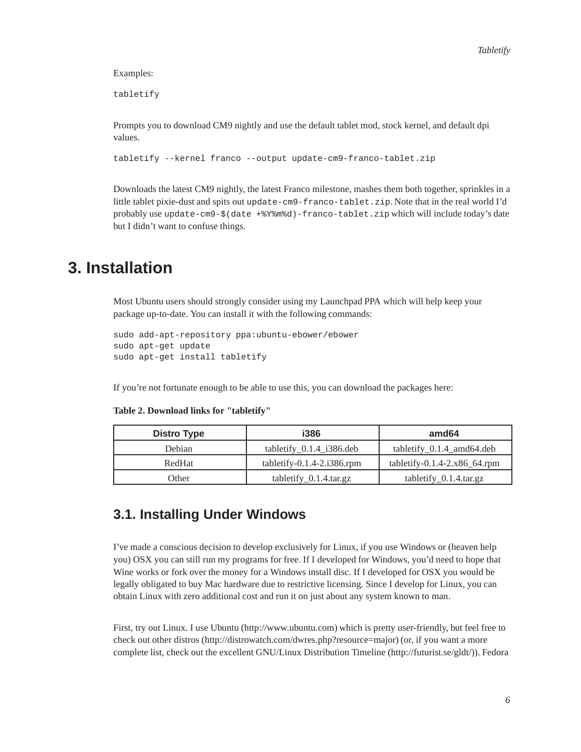Examples:

```
tabletify
```

Prompts you to download CM9 nightly and use the default tablet mod, stock kernel, and default dpi values.

```
tabletify --kernel franco --output update-cm9-franco-tablet.zip
```

Downloads the latest CM9 nightly, the latest Franco milestone, mashes them both together, sprinkles in a little tablet pixie-dust and spits out `update-cm9-franco-tablet.zip`. Note that in the real world I'd probably use `update-cm9-$(date +%Y%m%d)-franco-tablet.zip` which will include today's date but I didn't want to confuse things.

# 3. Installation

Most Ubuntu users should strongly consider using my Launchpad PPA which will help keep your package up-to-date. You can install it with the following commands:

```
sudo add-apt-repository ppa:ubuntu-ebower/ebower
sudo apt-get update
sudo apt-get install tabletify
```

If you're not fortunate enough to be able to use this, you can download the packages here:

**Table 2. Download links for "tabletify"**

| Distro Type | i386 | amd64 |
| --- | --- | --- |
| Debian | tabletify_0.1.4_i386.deb | tabletify_0.1.4_amd64.deb |
| RedHat | tabletify-0.1.4-2.i386.rpm | tabletify-0.1.4-2.x86_64.rpm |
| Other | tabletify_0.1.4.tar.gz | tabletify_0.1.4.tar.gz |

## 3.1. Installing Under Windows

I've made a conscious decision to develop exclusively for Linux, if you use Windows or (heaven help you) OSX you can still run my programs for free. If I developed for Windows, you'd need to hope that Wine works or fork over the money for a Windows install disc. If I developed for OSX you would be legally obligated to buy Mac hardware due to restrictive licensing. Since I develop for Linux, you can obtain Linux with zero additional cost and run it on just about any system known to man.

First, try out Linux. I use Ubuntu (http://www.ubuntu.com) which is pretty user-friendly, but feel free to check out other distros (http://distrowatch.com/dwres.php?resource=major) (or, if you want a more complete list, check out the excellent GNU/Linux Distribution Timeline (http://futurist.se/gldt/)). Fedora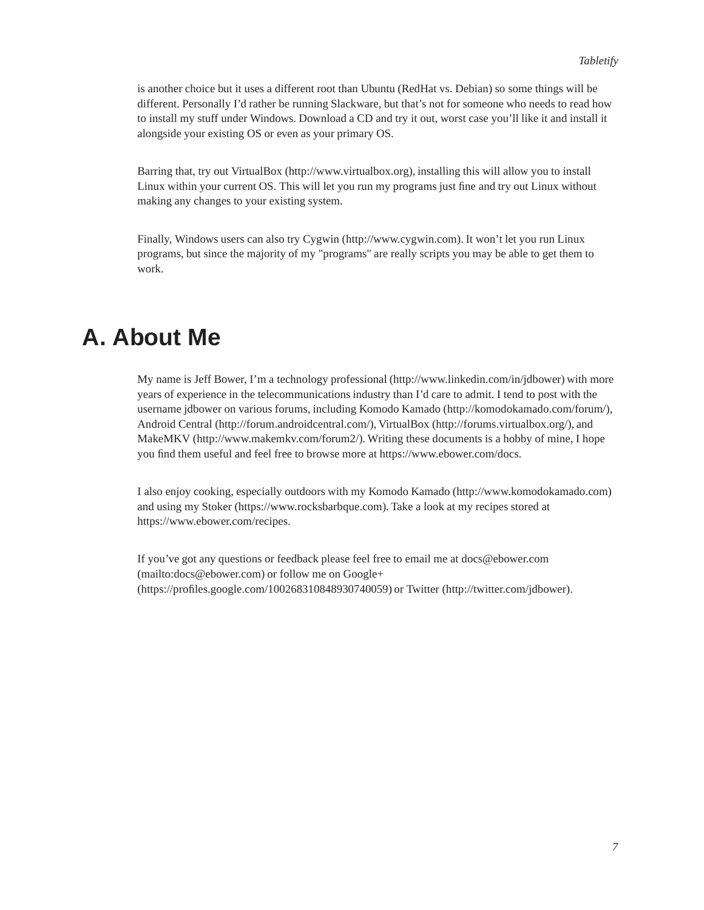is another choice but it uses a different root than Ubuntu (RedHat vs. Debian) so some things will be different. Personally I'd rather be running Slackware, but that's not for someone who needs to read how to install my stuff under Windows. Download a CD and try it out, worst case you'll like it and install it alongside your existing OS or even as your primary OS.

Barring that, try out VirtualBox (http://www.virtualbox.org), installing this will allow you to install Linux within your current OS. This will let you run my programs just fine and try out Linux without making any changes to your existing system.

Finally, Windows users can also try Cygwin (http://www.cygwin.com). It won't let you run Linux programs, but since the majority of my "programs" are really scripts you may be able to get them to work.

# A. About Me

My name is Jeff Bower, I'm a technology professional (http://www.linkedin.com/in/jdbower) with more years of experience in the telecommunications industry than I'd care to admit. I tend to post with the username jdbower on various forums, including Komodo Kamado (http://komodokamado.com/forum/), Android Central (http://forum.androidcentral.com/), VirtualBox (http://forums.virtualbox.org/), and MakeMKV (http://www.makemkv.com/forum2/). Writing these documents is a hobby of mine, I hope you find them useful and feel free to browse more at https://www.ebower.com/docs.

I also enjoy cooking, especially outdoors with my Komodo Kamado (http://www.komodokamado.com) and using my Stoker (https://www.rocksbarbque.com). Take a look at my recipes stored at https://www.ebower.com/recipes.

If you've got any questions or feedback please feel free to email me at docs@ebower.com (mailto:docs@ebower.com) or follow me on Google+ (https://profiles.google.com/100268310848930740059) or Twitter (http://twitter.com/jdbower).